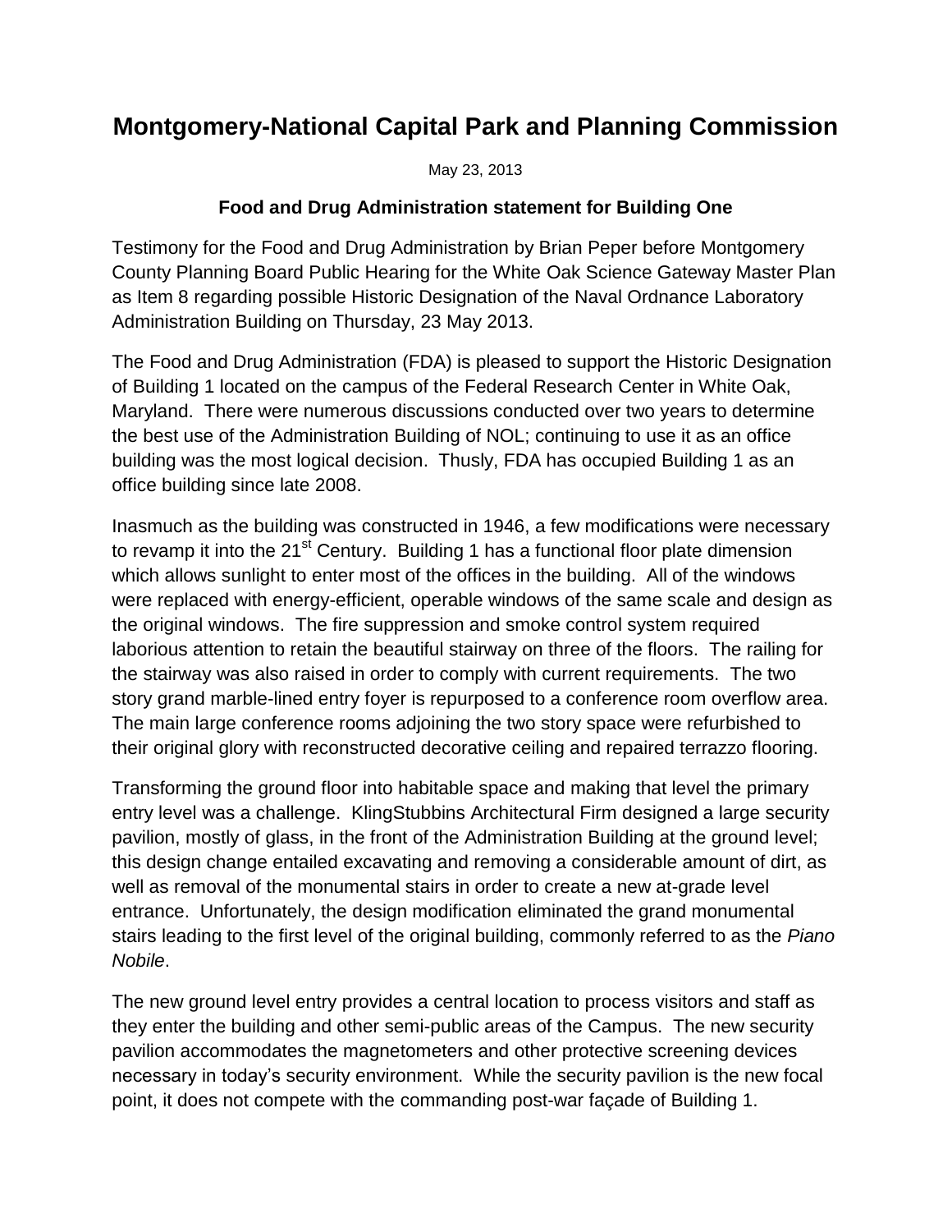# Montgomery-National Capital Park and Planning Commission

May 23, 2013

### Food and Drug Administration statement for Building One

Testimony for the Food and Drug Administration by Brian Peper before Montgomery County Planning Board Public Hearing for the White Oak Science Gateway Master Plan as Item 8 regarding possible Historic Designation of the Naval Ordnance Laboratory Administration Building on Thursday, 23 May 2013.

The Food and Drug Administration (FDA) is pleased to support the Historic Designation of Building 1 located on the campus of the Federal Research Center in White Oak, Maryland. There were numerous discussions conducted over two years to determine the best use of the Administration Building of NOL; continuing to use it as an office building was the most logical decision. Thusly, FDA has occupied Building 1 as an office building since late 2008.

Inasmuch as the building was constructed in 1946, a few modifications were necessary to revamp it into the 21st Century. Building 1 has a functional floor plate dimension which allows sunlight to enter most of the offices in the building. All of the windows were replaced with energy-efficient, operable windows of the same scale and design as the original windows. The fire suppression and smoke control system required laborious attention to retain the beautiful stairway on three of the floors. The railing for the stairway was also raised in order to comply with current requirements. The two story grand marble-lined entry foyer is repurposed to a conference room overflow area. The main large conference rooms adjoining the two story space were refurbished to their original glory with reconstructed decorative ceiling and repaired terrazzo flooring.

Transforming the ground floor into habitable space and making that level the primary entry level was a challenge. KlingStubbins Architectural Firm designed a large security pavilion, mostly of glass, in the front of the Administration Building at the ground level; this design change entailed excavating and removing a considerable amount of dirt, as well as removal of the monumental stairs in order to create a new at-grade level entrance. Unfortunately, the design modification eliminated the grand monumental stairs leading to the first level of the original building, commonly referred to as the *Piano Nobile*.

The new ground level entry provides a central location to process visitors and staff as they enter the building and other semi-public areas of the Campus. The new security pavilion accommodates the magnetometers and other protective screening devices necessary in today's security environment. While the security pavilion is the new focal point, it does not compete with the commanding post-war façade of Building 1.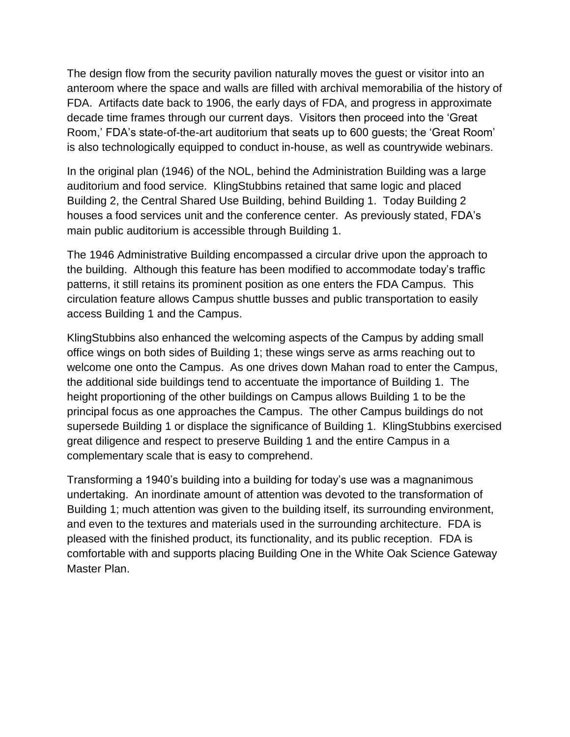The design flow from the security pavilion naturally moves the guest or visitor into an anteroom where the space and walls are filled with archival memorabilia of the history of FDA. Artifacts date back to 1906, the early days of FDA, and progress in approximate decade time frames through our current days. Visitors then proceed into the 'Great Room,' FDA's state-of-the-art auditorium that seats up to 600 guests; the 'Great Room' is also technologically equipped to conduct in-house, as well as countrywide webinars.

In the original plan (1946) of the NOL, behind the Administration Building was a large auditorium and food service. KlingStubbins retained that same logic and placed Building 2, the Central Shared Use Building, behind Building 1. Today Building 2 houses a food services unit and the conference center. As previously stated, FDA's main public auditorium is accessible through Building 1.

The 1946 Administrative Building encompassed a circular drive upon the approach to the building. Although this feature has been modified to accommodate today's traffic patterns, it still retains its prominent position as one enters the FDA Campus. This circulation feature allows Campus shuttle busses and public transportation to easily access Building 1 and the Campus.

KlingStubbins also enhanced the welcoming aspects of the Campus by adding small office wings on both sides of Building 1; these wings serve as arms reaching out to welcome one onto the Campus. As one drives down Mahan road to enter the Campus, the additional side buildings tend to accentuate the importance of Building 1. The height proportioning of the other buildings on Campus allows Building 1 to be the principal focus as one approaches the Campus. The other Campus buildings do not supersede Building 1 or displace the significance of Building 1. KlingStubbins exercised great diligence and respect to preserve Building 1 and the entire Campus in a complementary scale that is easy to comprehend.

Transforming a 1940's building into a building for today's use was a magnanimous undertaking. An inordinate amount of attention was devoted to the transformation of Building 1; much attention was given to the building itself, its surrounding environment, and even to the textures and materials used in the surrounding architecture. FDA is pleased with the finished product, its functionality, and its public reception. FDA is comfortable with and supports placing Building One in the White Oak Science Gateway Master Plan.